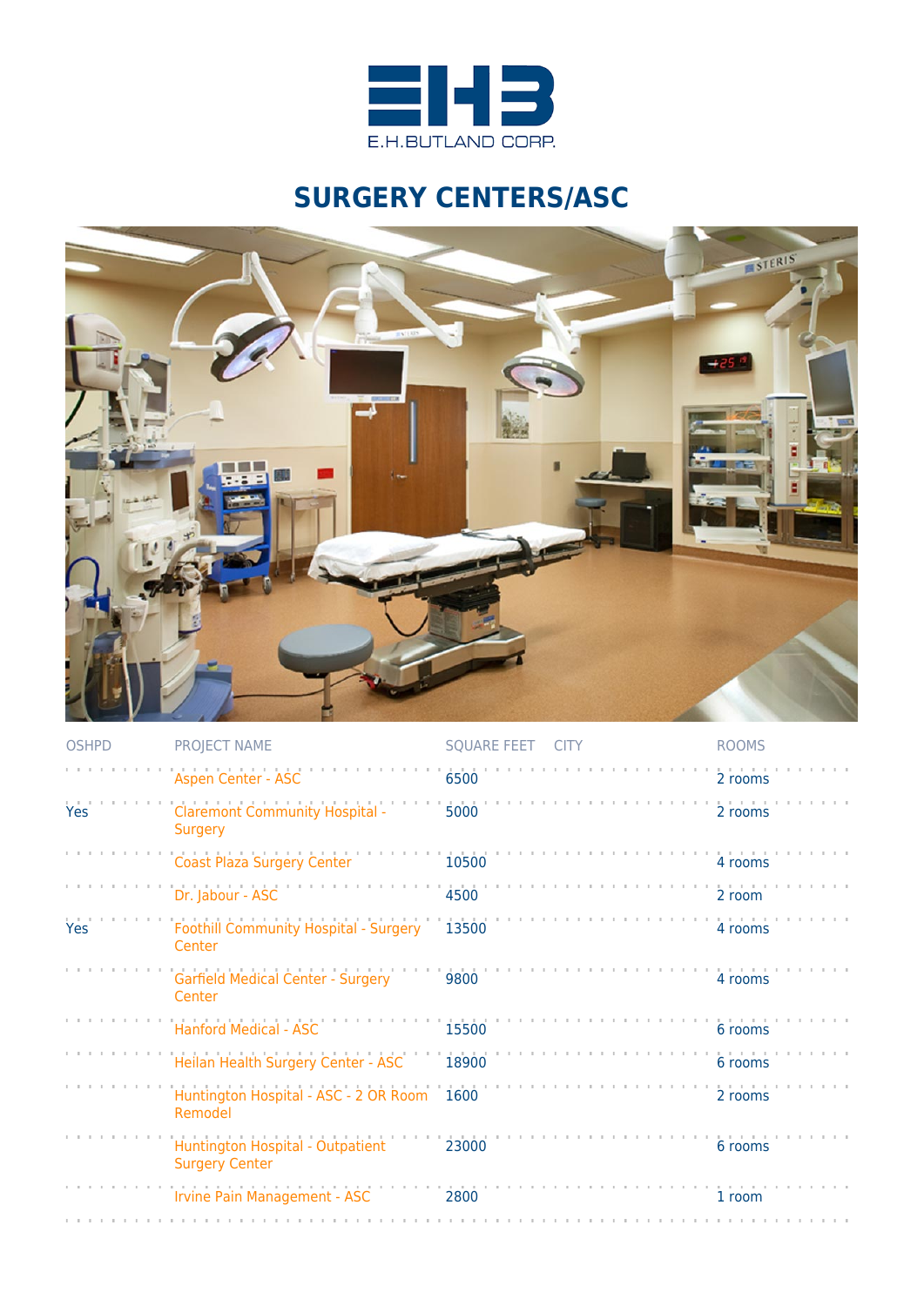E.H.BUTLAND CORP.

# SURGERY CENTERS/ASC

| OSHPD | PROJECT NAME | SQUARE FEET | CITY | ROOMS |
|---|---|---|---|---|
| | Aspen Center - ASC | 6500 | | 2 rooms |
| Yes | Claremont Community Hospital - Surgery | 5000 | | 2 rooms |
| | Coast Plaza Surgery Center | 10500 | | 4 rooms |
| | Dr. Jabour - ASC | 4500 | | 2 room |
| Yes | Foothill Community Hospital - Surgery Center | 13500 | | 4 rooms |
| | Garfield Medical Center - Surgery Center | 9800 | | 4 rooms |
| | Hanford Medical - ASC | 15500 | | 6 rooms |
| | Heilan Health Surgery Center - ASC | 18900 | | 6 rooms |
| | Huntington Hospital - ASC - 2 OR Room Remodel | 1600 | | 2 rooms |
| | Huntington Hospital - Outpatient Surgery Center | 23000 | | 6 rooms |
| | Irvine Pain Management - ASC | 2800 | | 1 room |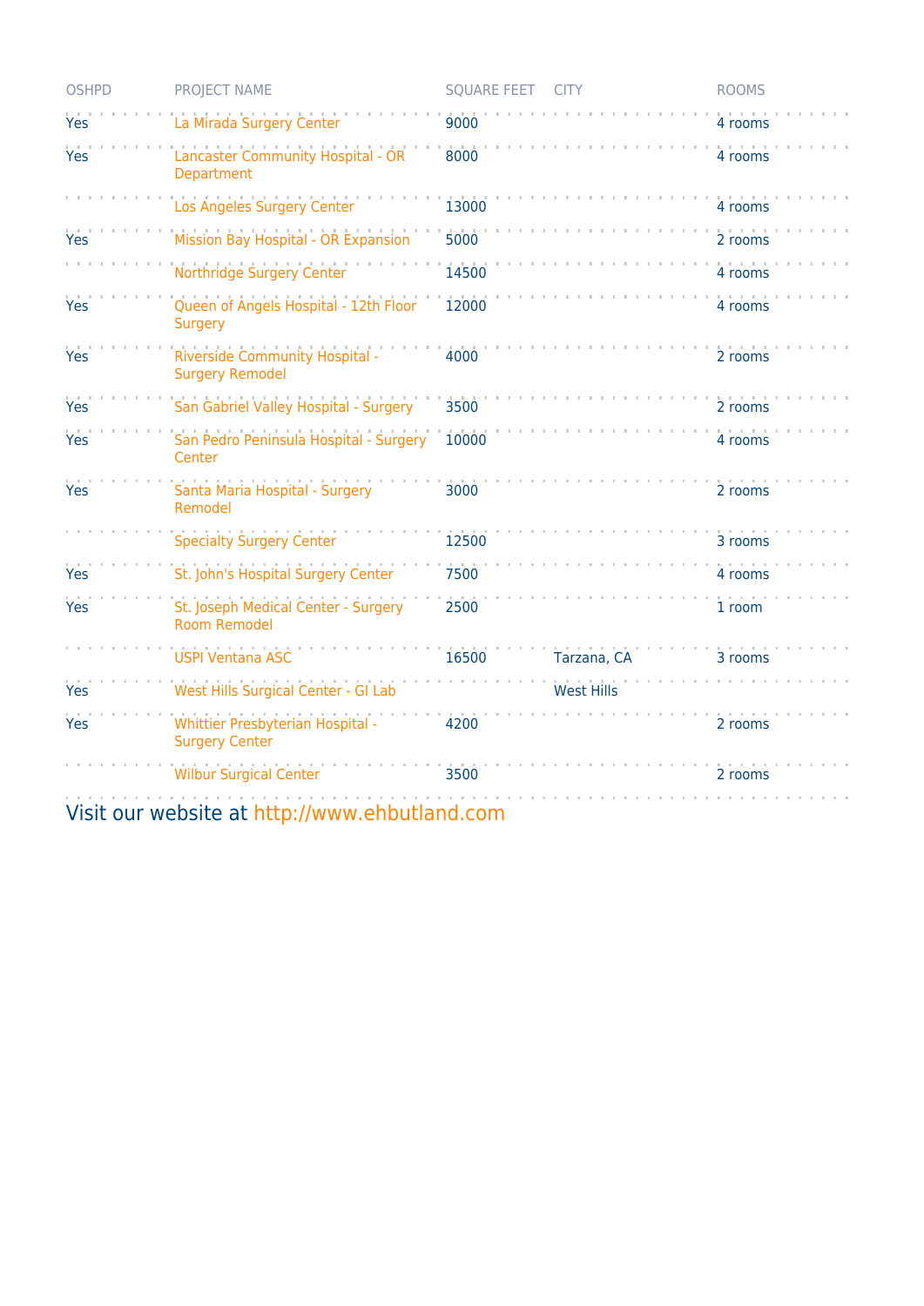| OSHPD | PROJECT NAME | SQUARE FEET | CITY | ROOMS |
|---|---|---|---|---|
| Yes | La Mirada Surgery Center | 9000 | | 4 rooms |
| Yes | Lancaster Community Hospital - OR Department | 8000 | | 4 rooms |
| | Los Angeles Surgery Center | 13000 | | 4 rooms |
| Yes | Mission Bay Hospital - OR Expansion | 5000 | | 2 rooms |
| | Northridge Surgery Center | 14500 | | 4 rooms |
| Yes | Queen of Angels Hospital - 12th Floor Surgery | 12000 | | 4 rooms |
| Yes | Riverside Community Hospital - Surgery Remodel | 4000 | | 2 rooms |
| Yes | San Gabriel Valley Hospital - Surgery | 3500 | | 2 rooms |
| Yes | San Pedro Peninsula Hospital - Surgery Center | 10000 | | 4 rooms |
| Yes | Santa Maria Hospital - Surgery Remodel | 3000 | | 2 rooms |
| | Specialty Surgery Center | 12500 | | 3 rooms |
| Yes | St. John's Hospital Surgery Center | 7500 | | 4 rooms |
| Yes | St. Joseph Medical Center - Surgery Room Remodel | 2500 | | 1 room |
| | USPI Ventana ASC | 16500 | Tarzana, CA | 3 rooms |
| Yes | West Hills Surgical Center - GI Lab | | West Hills | |
| Yes | Whittier Presbyterian Hospital - Surgery Center | 4200 | | 2 rooms |
| | Wilbur Surgical Center | 3500 | | 2 rooms |

Visit our website at http://www.ehbutland.com